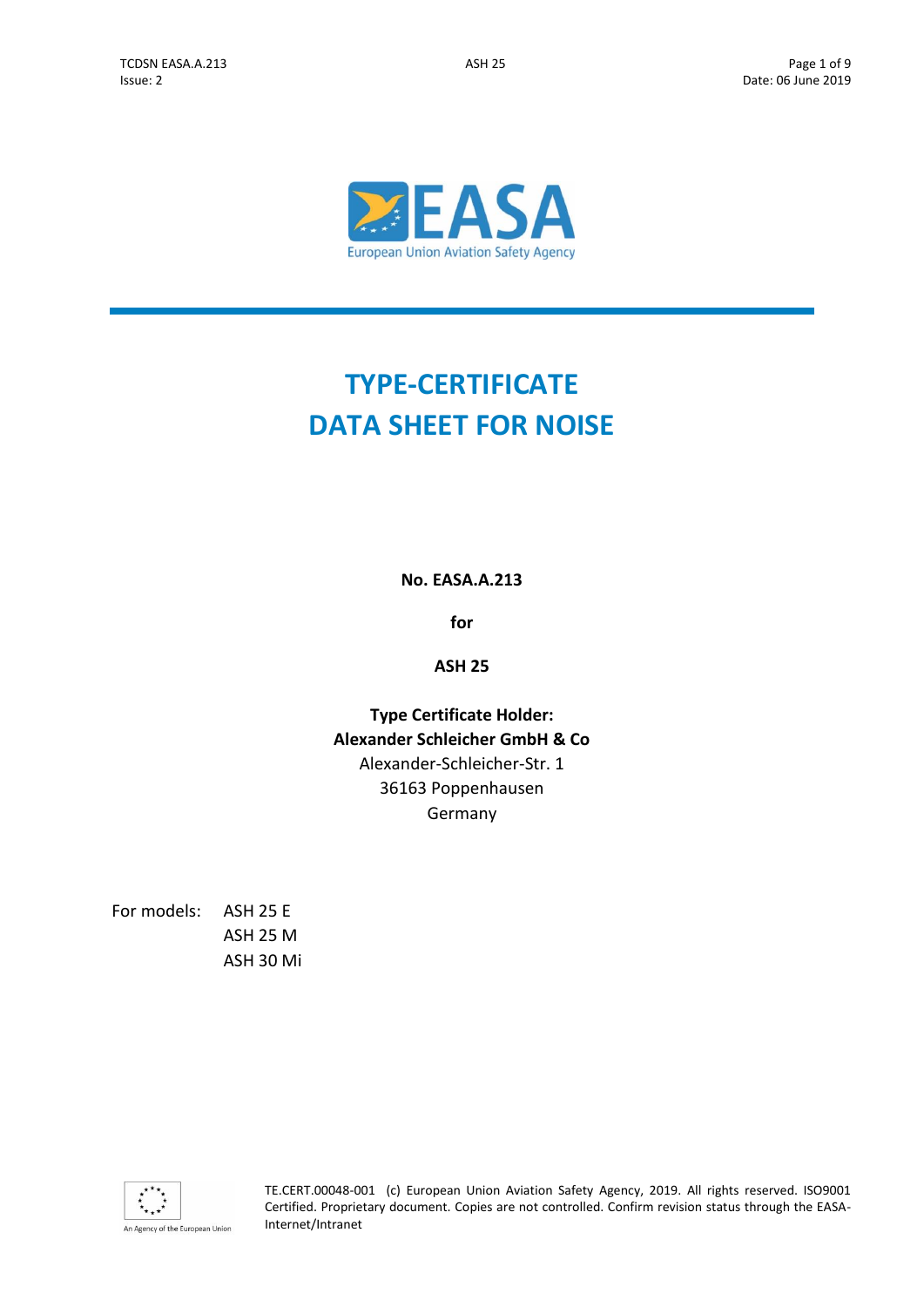# TYPE-CERTIFICATE DATA SHEET FOR NOISE

**No. EASA.A.213**

**for**

**ASH 25**

**Type Certificate Holder:**
**Alexander Schleicher GmbH & Co**
Alexander-Schleicher-Str. 1
36163 Poppenhausen
Germany

For models: ASH 25 E
ASH 25 M
ASH 30 Mi

TE.CERT.00048-001 (c) European Union Aviation Safety Agency, 2019. All rights reserved. ISO9001 Certified. Proprietary document. Copies are not controlled. Confirm revision status through the EASA-Internet/Intranet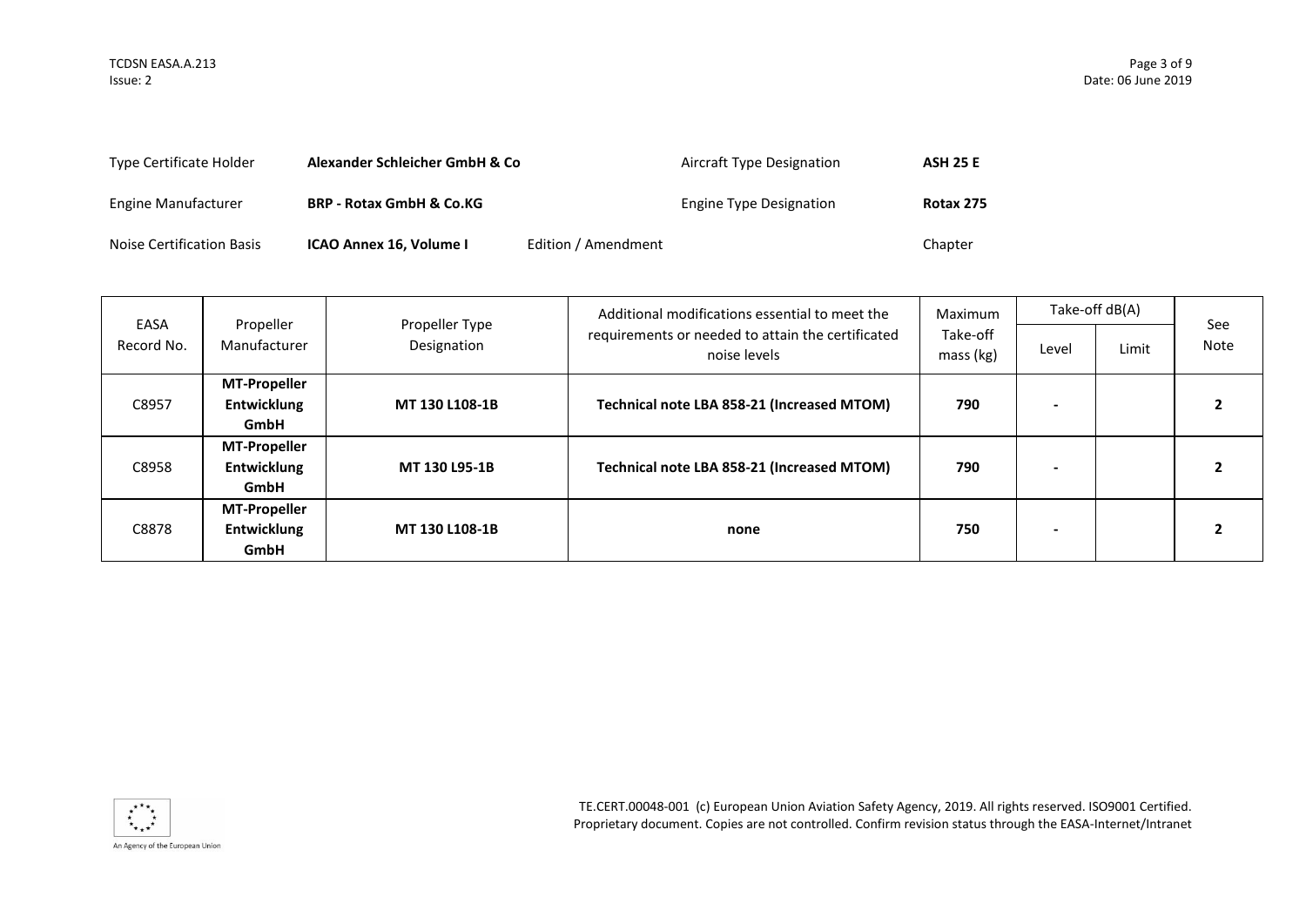| Type Certificate Holder | **Alexander Schleicher GmbH & Co** | | Aircraft Type Designation | **ASH 25 E** |
|---|---|---|---|---|
| Engine Manufacturer | **BRP - Rotax GmbH & Co.KG** | | Engine Type Designation | **Rotax 275** |
| Noise Certification Basis | **ICAO Annex 16, Volume I** | Edition / Amendment | Chapter | |

| EASA Record No. | Propeller Manufacturer | Propeller Type Designation | Additional modifications essential to meet the requirements or needed to attain the certificated noise levels | Maximum Take-off mass (kg) | Take-off dB(A) | | See Note |
|---|---|---|---|---|---|---|---|
| | | | | | Level | Limit | |
| C8957 | **MT-Propeller Entwicklung GmbH** | **MT 130 L108-1B** | **Technical note LBA 858-21 (Increased MTOM)** | **790** | **-** | | **2** |
| C8958 | **MT-Propeller Entwicklung GmbH** | **MT 130 L95-1B** | **Technical note LBA 858-21 (Increased MTOM)** | **790** | **-** | | **2** |
| C8878 | **MT-Propeller Entwicklung GmbH** | **MT 130 L108-1B** | **none** | **750** | **-** | | **2** |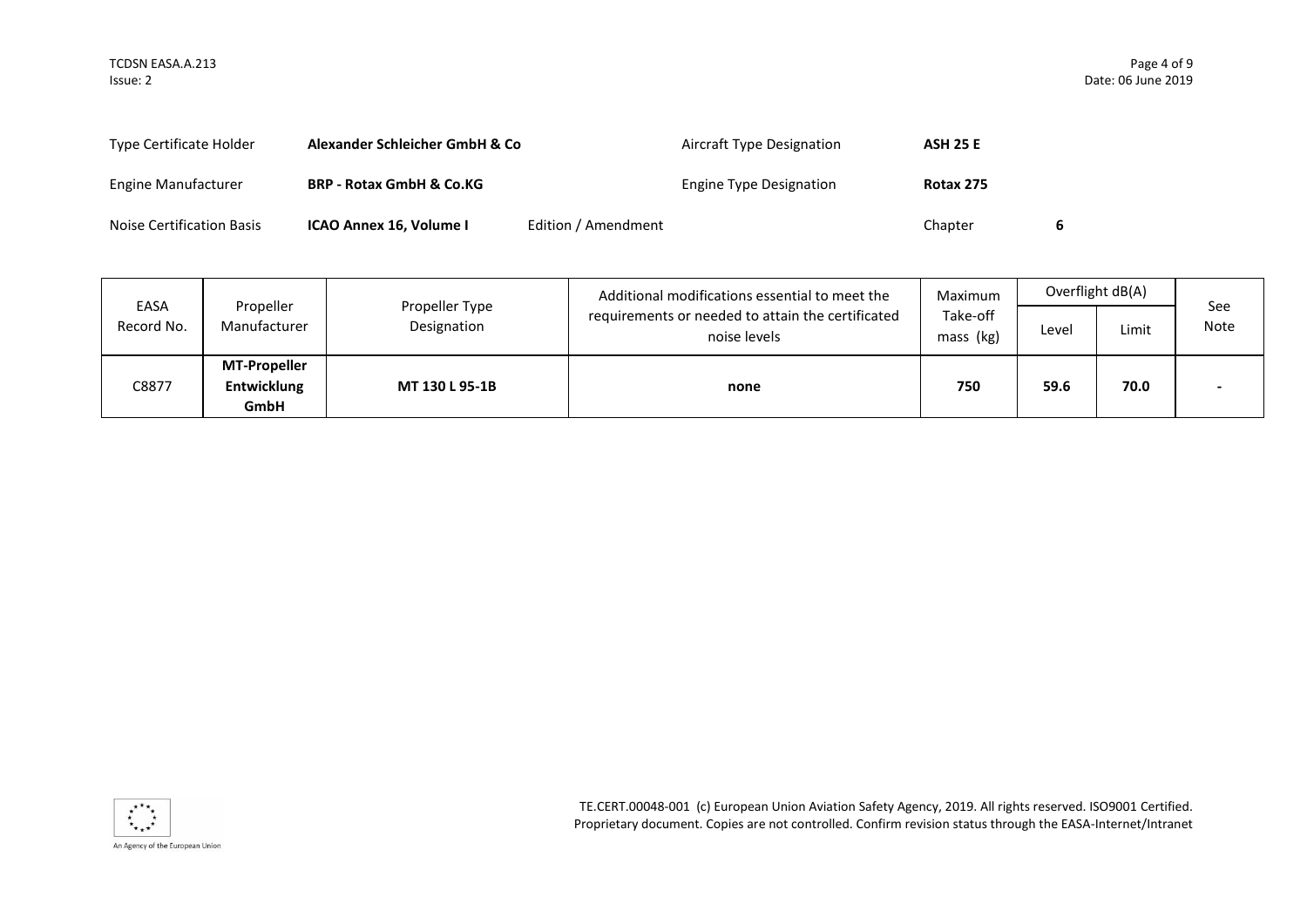| | | | | | |
|---|---|---|---|---|---|
| Type Certificate Holder | **Alexander Schleicher GmbH & Co** | | Aircraft Type Designation | **ASH 25 E** | |
| Engine Manufacturer | **BRP - Rotax GmbH & Co.KG** | | Engine Type Designation | **Rotax 275** | |
| Noise Certification Basis | **ICAO Annex 16, Volume I** | Edition / Amendment | | Chapter | **6** |

| EASA Record No. | Propeller Manufacturer | Propeller Type Designation | Additional modifications essential to meet the requirements or needed to attain the certificated noise levels | Maximum Take-off mass (kg) | Overflight dB(A) | | See Note |
|---|---|---|---|---|---|---|---|
| | | | | | Level | Limit | |
| C8877 | **MT-Propeller Entwicklung GmbH** | **MT 130 L 95-1B** | **none** | **750** | **59.6** | **70.0** | **-** |

TE.CERT.00048-001 (c) European Union Aviation Safety Agency, 2019. All rights reserved. ISO9001 Certified. Proprietary document. Copies are not controlled. Confirm revision status through the EASA-Internet/Intranet

An Agency of the European Union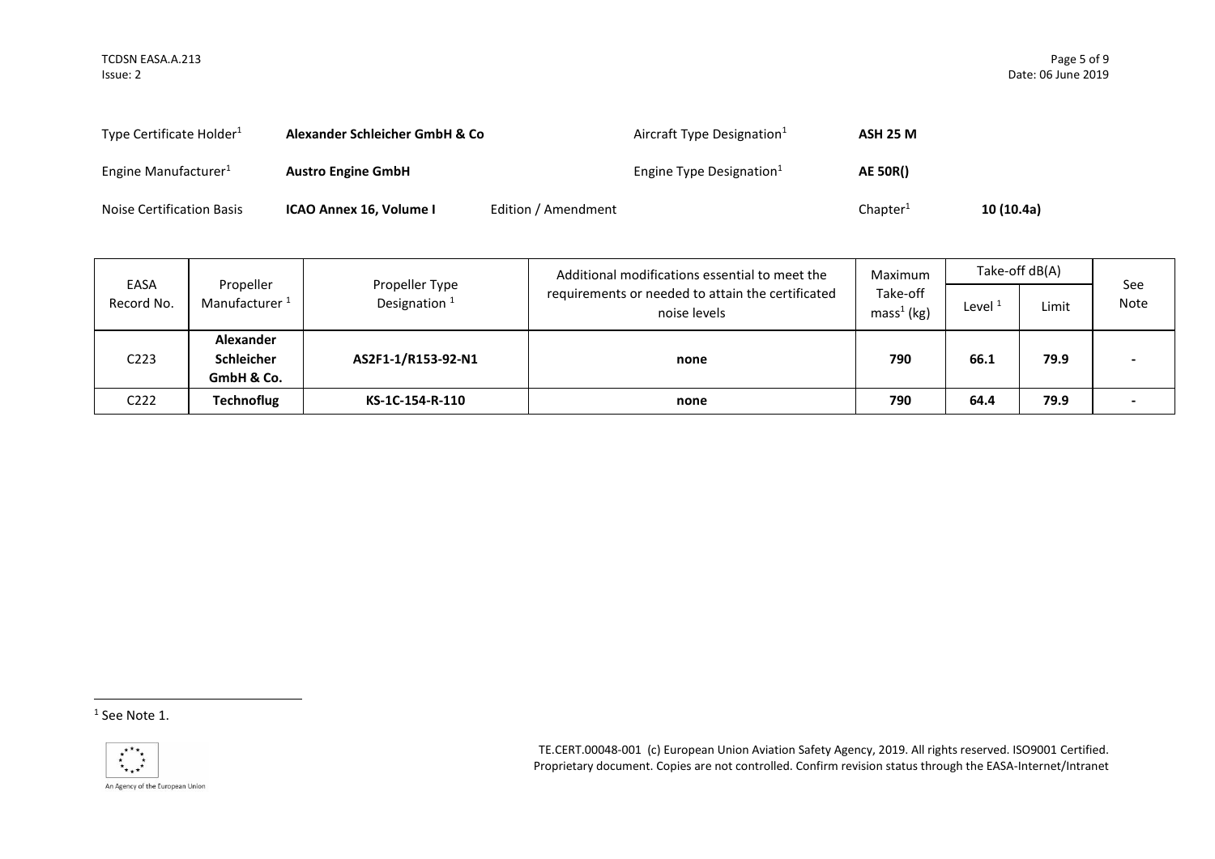| Type Certificate Holder[1] | **Alexander Schleicher GmbH & Co** | | Aircraft Type Designation[1] | **ASH 25 M** |
|---|---|---|---|---|
| Engine Manufacturer[1] | **Austro Engine GmbH** | | Engine Type Designation[1] | **AE 50R()** |
| Noise Certification Basis | **ICAO Annex 16, Volume I** | Edition / Amendment | Chapter[1] | **10 (10.4a)** |

| EASA Record No. | Propeller Manufacturer [1] | Propeller Type Designation [1] | Additional modifications essential to meet the requirements or needed to attain the certificated noise levels | Maximum Take-off mass[1] (kg) | Take-off dB(A) | | See Note |
|---|---|---|---|---|---|---|---|
| | | | | | Level [1] | Limit | |
| C223 | **Alexander Schleicher GmbH & Co.** | **AS2F1-1/R153-92-N1** | **none** | **790** | **66.1** | **79.9** | **-** |
| C222 | **Technoflug** | **KS-1C-154-R-110** | **none** | **790** | **64.4** | **79.9** | **-** |

[1] See Note 1.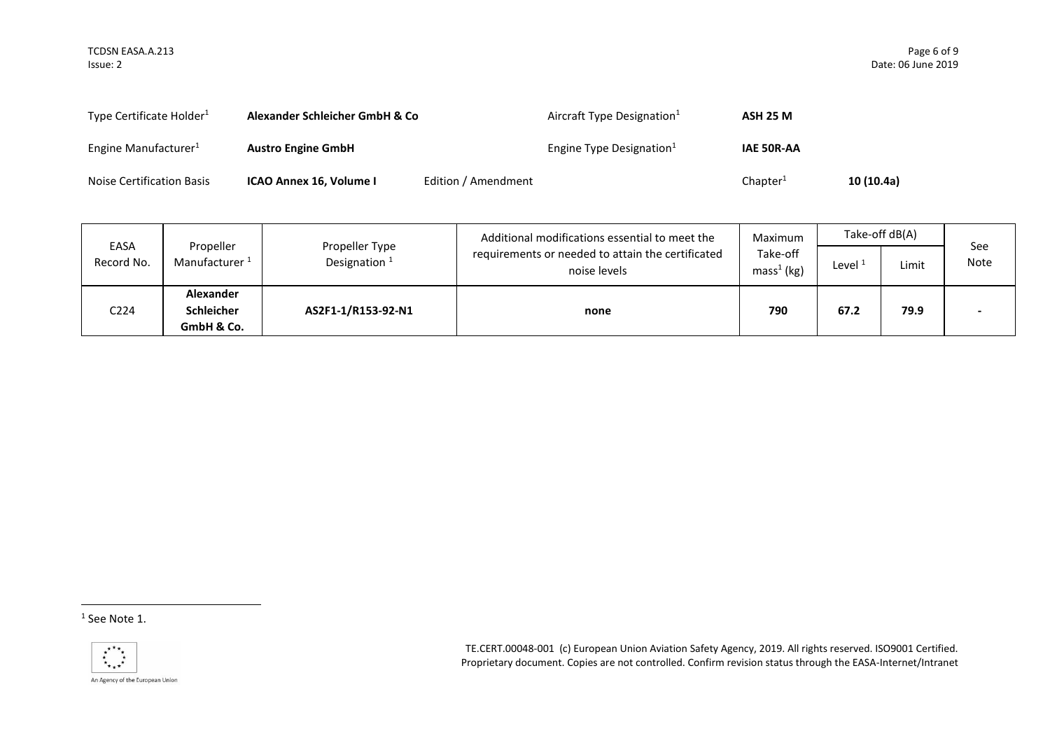| | | | | | |
|---|---|---|---|---|---|
| Type Certificate Holder[1] | **Alexander Schleicher GmbH & Co** | | Aircraft Type Designation[1] | **ASH 25 M** | |
| Engine Manufacturer[1] | **Austro Engine GmbH** | | Engine Type Designation[1] | **IAE 50R-AA** | |
| Noise Certification Basis | **ICAO Annex 16, Volume I** | Edition / Amendment | | Chapter[1] | **10 (10.4a)** |

| EASA Record No. | Propeller Manufacturer [1] | Propeller Type Designation [1] | Additional modifications essential to meet the requirements or needed to attain the certificated noise levels | Maximum Take-off mass[1] (kg) | Take-off dB(A) | | See Note |
|---|---|---|---|---|---|---|---|
| | | | | | Level [1] | Limit | |
| C224 | **Alexander Schleicher GmbH & Co.** | **AS2F1-1/R153-92-N1** | **none** | **790** | **67.2** | **79.9** | **-** |

[1] See Note 1.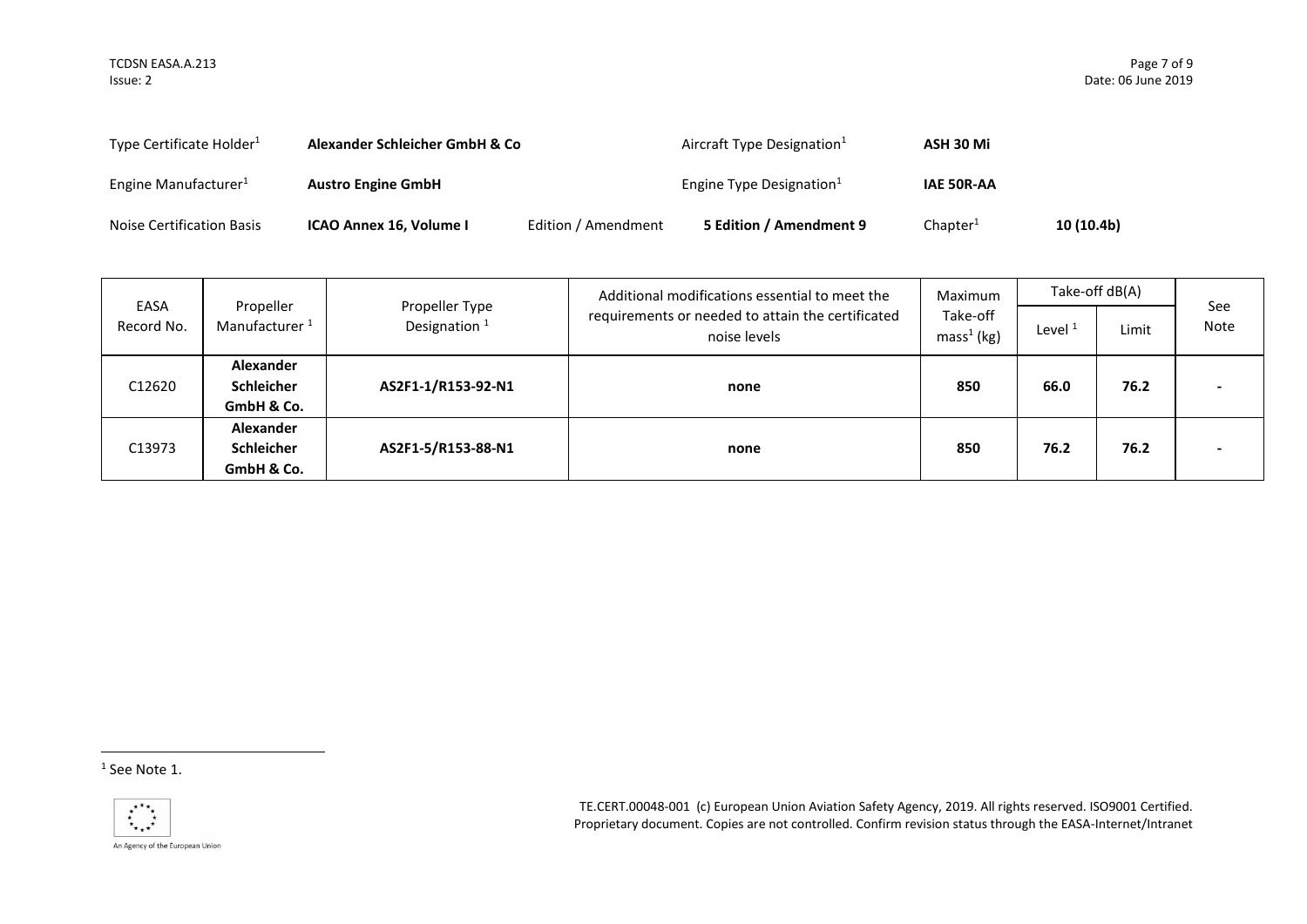| Type Certificate Holder[1] | **Alexander Schleicher GmbH & Co** | | Aircraft Type Designation[1] | **ASH 30 Mi** | |
|---|---|---|---|---|---|
| Engine Manufacturer[1] | **Austro Engine GmbH** | | Engine Type Designation[1] | **IAE 50R-AA** | |
| Noise Certification Basis | **ICAO Annex 16, Volume I** | Edition / Amendment | **5 Edition / Amendment 9** | Chapter[1] | **10 (10.4b)** |

| EASA Record No. | Propeller Manufacturer [1] | Propeller Type Designation [1] | Additional modifications essential to meet the requirements or needed to attain the certificated noise levels | Maximum Take-off mass[1] (kg) | Take-off dB(A) | | See Note |
|---|---|---|---|---|---|---|---|
| | | | | | Level [1] | Limit | |
| C12620 | **Alexander Schleicher GmbH & Co.** | **AS2F1-1/R153-92-N1** | **none** | **850** | **66.0** | **76.2** | **-** |
| C13973 | **Alexander Schleicher GmbH & Co.** | **AS2F1-5/R153-88-N1** | **none** | **850** | **76.2** | **76.2** | **-** |

[1] See Note 1.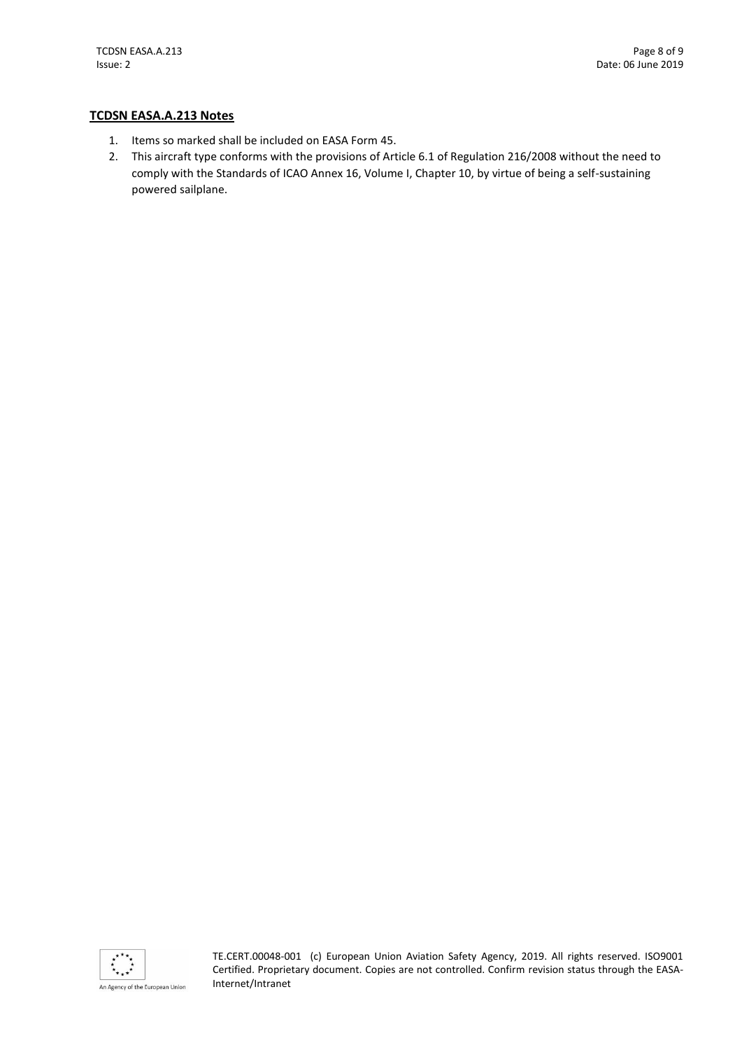## TCDSN EASA.A.213 Notes

1. Items so marked shall be included on EASA Form 45.
2. This aircraft type conforms with the provisions of Article 6.1 of Regulation 216/2008 without the need to comply with the Standards of ICAO Annex 16, Volume I, Chapter 10, by virtue of being a self-sustaining powered sailplane.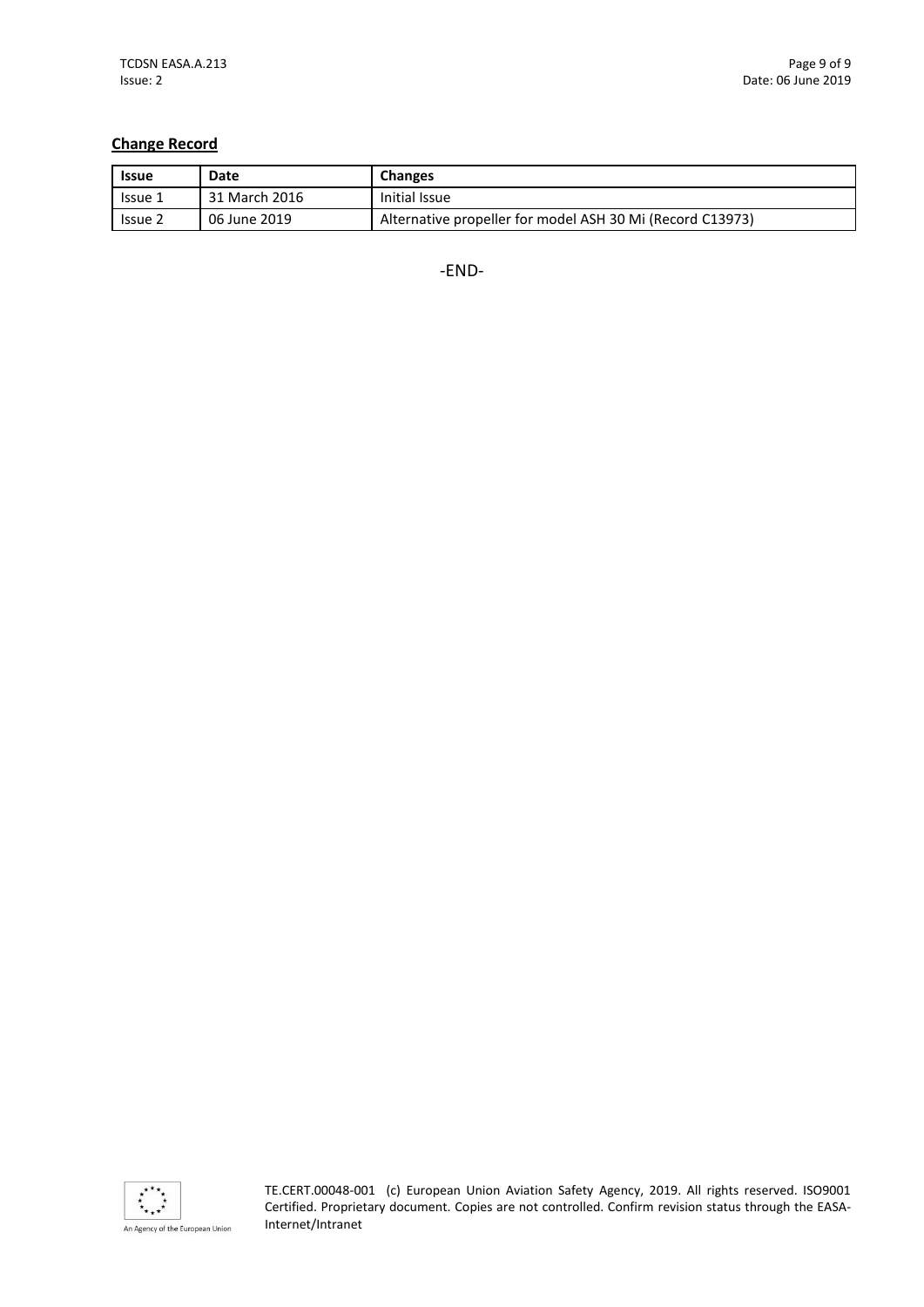**Change Record**

| Issue | Date | Changes |
|---|---|---|
| Issue 1 | 31 March 2016 | Initial Issue |
| Issue 2 | 06 June 2019 | Alternative propeller for model ASH 30 Mi (Record C13973) |

-END-